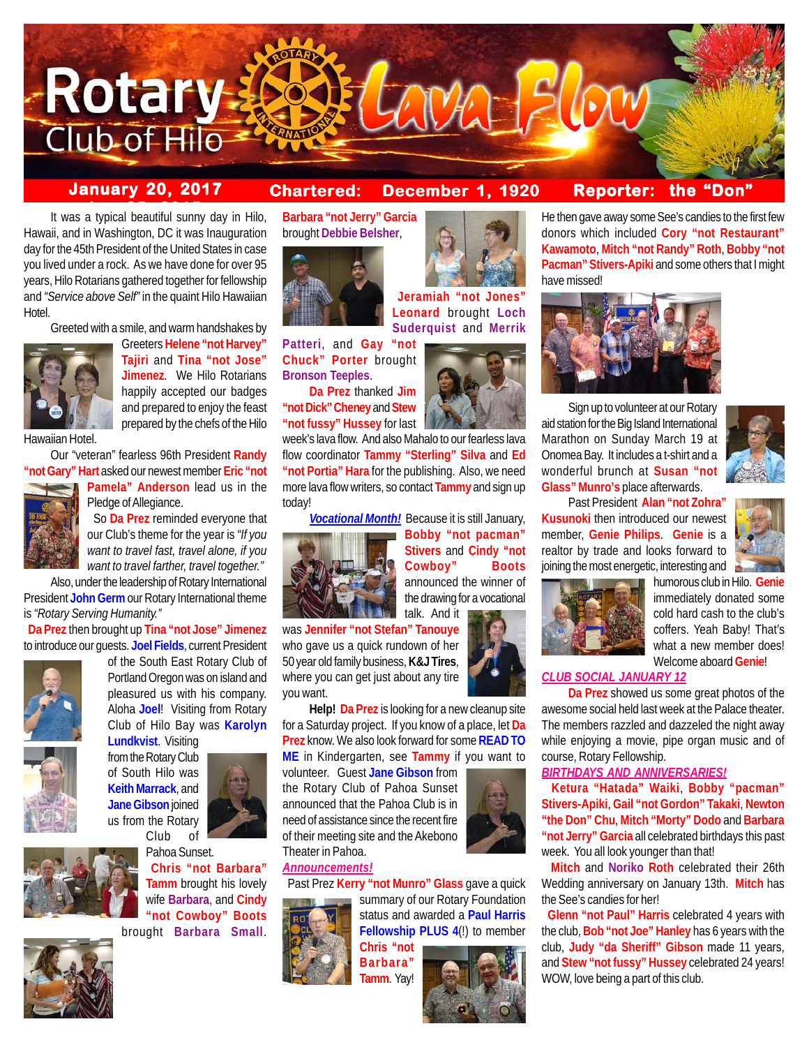# Rotary Club of Hilo Lava Flow

**January 20, 2017** **Chartered: December 1, 1920** **Reporter: the "Don"**

It was a typical beautiful sunny day in Hilo, Hawaii, and in Washington, DC it was Inauguration day for the 45th President of the United States in case you lived under a rock. As we have done for over 95 years, Hilo Rotarians gathered together for fellowship and *"Service above Self"* in the quaint Hilo Hawaiian Hotel.

Greeted with a smile, and warm handshakes by Greeters **Helene "not Harvey" Tajiri** and **Tina "not Jose" Jimenez**. We Hilo Rotarians happily accepted our badges and prepared to enjoy the feast prepared by the chefs of the Hilo Hawaiian Hotel.

Our "veteran" fearless 96th President **Randy "not Gary" Hart** asked our newest member **Eric "not Pamela" Anderson** lead us in the Pledge of Allegiance.

So **Da Prez** reminded everyone that our Club's theme for the year is *"If you want to travel fast, travel alone, if you want to travel farther, travel together."*

Also, under the leadership of Rotary International President **John Germ** our Rotary International theme is *"Rotary Serving Humanity."*

**Da Prez** then brought up **Tina "not Jose" Jimenez** to introduce our guests. **Joel Fields**, current President of the South East Rotary Club of Portland Oregon was on island and pleasured us with his company. Aloha **Joel**! Visiting from Rotary Club of Hilo Bay was **Karolyn Lundkvist**. Visiting from the Rotary Club of South Hilo was **Keith Marrack**, and **Jane Gibson** joined us from the Rotary Club of Pahoa Sunset.

**Chris "not Barbara" Tamm** brought his lovely wife **Barbara**, and **Cindy "not Cowboy" Boots** brought **Barbara Small**. **Barbara "not Jerry" Garcia** brought **Debbie Belsher**, **Jeramiah "not Jones" Leonard** brought **Loch Suderquist** and **Merrik Patteri**, and **Gay "not Chuck" Porter** brought **Bronson Teeples**.

**Da Prez** thanked **Jim "not Dick" Cheney** and **Stew "not fussy" Hussey** for last week's lava flow. And also Mahalo to our fearless lava flow coordinator **Tammy "Sterling" Silva** and **Ed "not Portia" Hara** for the publishing. Also, we need more lava flow writers, so contact **Tammy** and sign up today!

***Vocational Month!*** Because it is still January, **Bobby "not pacman" Stivers** and **Cindy "not Cowboy" Boots** announced the winner of the drawing for a vocational talk. And it was **Jennifer "not Stefan" Tanouye** who gave us a quick rundown of her 50 year old family business, **K&J Tires**, where you can get just about any tire you want.

**Help! Da Prez** is looking for a new cleanup site for a Saturday project. If you know of a place, let **Da Prez** know. We also look forward for some **READ TO ME** in Kindergarten, see **Tammy** if you want to volunteer. Guest **Jane Gibson** from the Rotary Club of Pahoa Sunset announced that the Pahoa Club is in need of assistance since the recent fire of their meeting site and the Akebono Theater in Pahoa.

***Announcements!***

Past Prez **Kerry "not Munro" Glass** gave a quick summary of our Rotary Foundation status and awarded a **Paul Harris Fellowship PLUS 4**(!) to member **Chris "not Barbara" Tamm**. Yay! He then gave away some See's candies to the first few donors which included **Cory "not Restaurant" Kawamoto**, **Mitch "not Randy" Roth**, **Bobby "not Pacman" Stivers-Apiki** and some others that I might have missed!

Sign up to volunteer at our Rotary aid station for the Big Island International Marathon on Sunday March 19 at Onomea Bay. It includes a t-shirt and a wonderful brunch at **Susan "not Glass" Munro's** place afterwards.

Past President **Alan "not Zohra" Kusunoki** then introduced our newest member, **Genie Philips**. **Genie** is a realtor by trade and looks forward to joining the most energetic, interesting and humorous club in Hilo. **Genie** immediately donated some cold hard cash to the club's coffers. Yeah Baby! That's what a new member does! Welcome aboard **Genie**!

***CLUB SOCIAL JANUARY 12***

**Da Prez** showed us some great photos of the awesome social held last week at the Palace theater. The members razzled and dazzeled the night away while enjoying a movie, pipe organ music and of course, Rotary Fellowship.

***BIRTHDAYS AND ANNIVERSARIES!***

**Ketura "Hatada" Waiki**, **Bobby "pacman" Stivers-Apiki**, **Gail "not Gordon" Takaki**, **Newton "the Don" Chu**, **Mitch "Morty" Dodo** and **Barbara "not Jerry" Garcia** all celebrated birthdays this past week. You all look younger than that!

**Mitch** and **Noriko Roth** celebrated their 26th Wedding anniversary on January 13th. **Mitch** has the See's candies for her!

**Glenn "not Paul" Harris** celebrated 4 years with the club, **Bob "not Joe" Hanley** has 6 years with the club, **Judy "da Sheriff" Gibson** made 11 years, and **Stew "not fussy" Hussey** celebrated 24 years! WOW, love being a part of this club.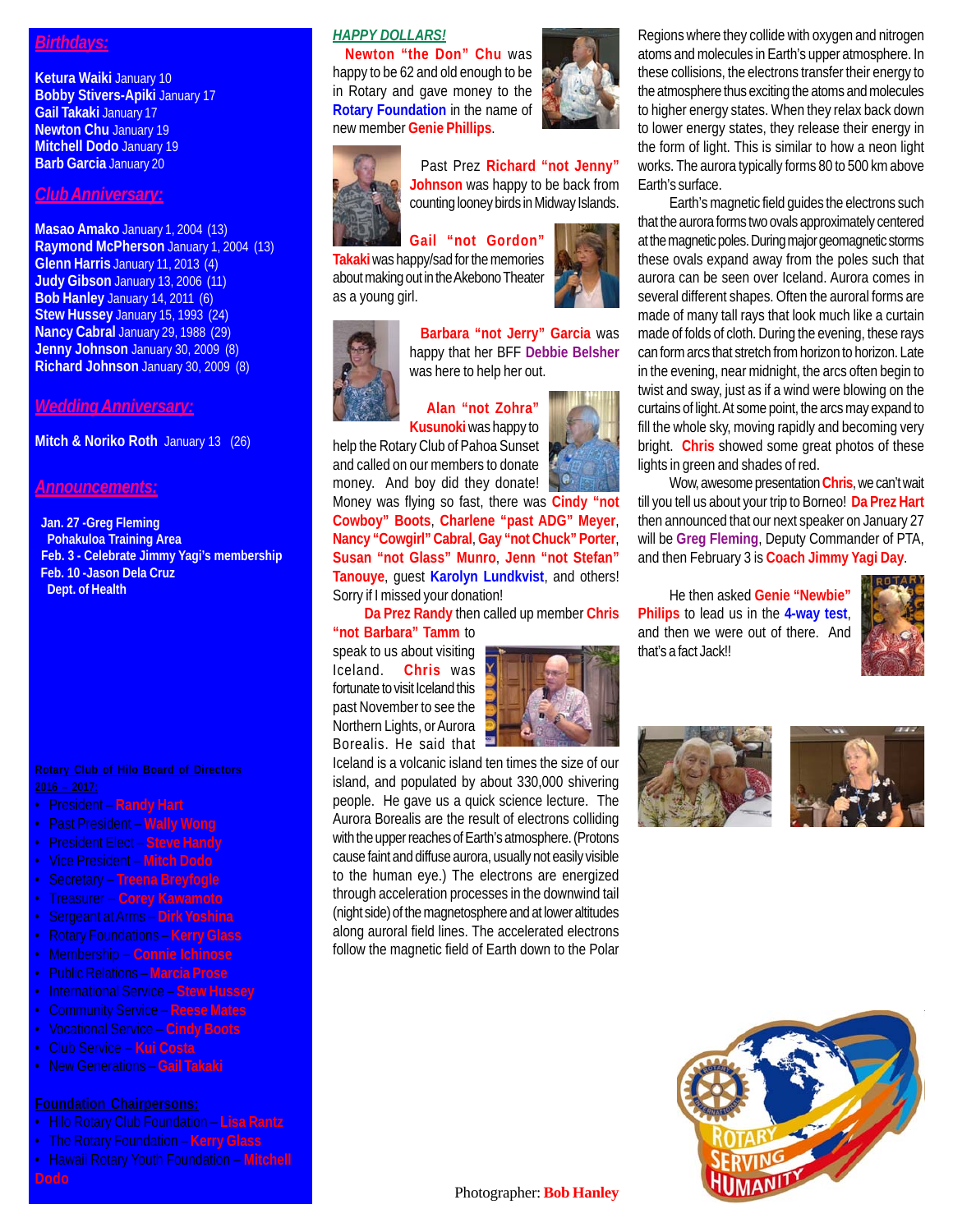## Birthdays:

**Ketura Waiki** January 10
**Bobby Stivers-Apiki** January 17
**Gail Takaki** January 17
**Newton Chu** January 19
**Mitchell Dodo** January 19
**Barb Garcia** January 20

## Club Anniversary:

**Masao Amako** January 1, 2004 (13)
**Raymond McPherson** January 1, 2004 (13)
**Glenn Harris** January 11, 2013 (4)
**Judy Gibson** January 13, 2006 (11)
**Bob Hanley** January 14, 2011 (6)
**Stew Hussey** January 15, 1993 (24)
**Nancy Cabral** January 29, 1988 (29)
**Jenny Johnson** January 30, 2009 (8)
**Richard Johnson** January 30, 2009 (8)

## Wedding Anniversary:

**Mitch & Noriko Roth** January 13 (26)

## Announcements:

**Jan. 27 -Greg Fleming**
**Pohakuloa Training Area**
**Feb. 3 - Celebrate Jimmy Yagi's membership**
**Feb. 10 -Jason Dela Cruz**
**Dept. of Health**

**Rotary Club of Hilo Board of Directors 2016 – 2017:**

- President – **Randy Hart**
- Past President – **Wally Wong**
- President Elect – **Steve Handy**
- Vice President – **Mitch Dodo**
- Secretary – **Treena Breyfogle**
- Treasurer – **Corey Kawamoto**
- Sergeant at Arms – **Dirk Yoshina**
- Rotary Foundations – **Kerry Glass**
- Membership – **Connie Ichinose**
- Public Relations – **Marcia Prose**
- International Service – **Stew Hussey**
- Community Service – **Reese Mates**
- Vocational Service – **Cindy Boots**
- Club Service – **Kui Costa**
- New Generations – **Gail Takaki**

**Foundation Chairpersons:**

- Hilo Rotary Club Foundation – **Lisa Rantz**
- The Rotary Foundation – **Kerry Glass**
- Hawaii Rotary Youth Foundation – **Mitchell Dodo**

## HAPPY DOLLARS!

**Newton "the Don" Chu** was happy to be 62 and old enough to be in Rotary and gave money to the **Rotary Foundation** in the name of new member **Genie Phillips**.

Past Prez **Richard "not Jenny" Johnson** was happy to be back from counting looney birds in Midway Islands.

**Gail "not Gordon" Takaki** was happy/sad for the memories about making out in the Akebono Theater as a young girl.

**Barbara "not Jerry" Garcia** was happy that her BFF **Debbie Belsher** was here to help her out.

**Alan "not Zohra" Kusunoki** was happy to help the Rotary Club of Pahoa Sunset and called on our members to donate money. And boy did they donate! Money was flying so fast, there was **Cindy "not Cowboy" Boots**, **Charlene "past ADG" Meyer**, **Nancy "Cowgirl" Cabral**, **Gay "not Chuck" Porter**, **Susan "not Glass" Munro**, **Jenn "not Stefan" Tanouye**, guest **Karolyn Lundkvist**, and others! Sorry if I missed your donation!

**Da Prez Randy** then called up member **Chris "not Barbara" Tamm** to speak to us about visiting Iceland. **Chris** was fortunate to visit Iceland this past November to see the Northern Lights, or Aurora Borealis. He said that Iceland is a volcanic island ten times the size of our island, and populated by about 330,000 shivering people. He gave us a quick science lecture. The Aurora Borealis are the result of electrons colliding with the upper reaches of Earth's atmosphere. (Protons cause faint and diffuse aurora, usually not easily visible to the human eye.) The electrons are energized through acceleration processes in the downwind tail (night side) of the magnetosphere and at lower altitudes along auroral field lines. The accelerated electrons follow the magnetic field of Earth down to the Polar Regions where they collide with oxygen and nitrogen atoms and molecules in Earth's upper atmosphere. In these collisions, the electrons transfer their energy to the atmosphere thus exciting the atoms and molecules to higher energy states. When they relax back down to lower energy states, they release their energy in the form of light. This is similar to how a neon light works. The aurora typically forms 80 to 500 km above Earth's surface.

Earth's magnetic field guides the electrons such that the aurora forms two ovals approximately centered at the magnetic poles. During major geomagnetic storms these ovals expand away from the poles such that aurora can be seen over Iceland. Aurora comes in several different shapes. Often the auroral forms are made of many tall rays that look much like a curtain made of folds of cloth. During the evening, these rays can form arcs that stretch from horizon to horizon. Late in the evening, near midnight, the arcs often begin to twist and sway, just as if a wind were blowing on the curtains of light. At some point, the arcs may expand to fill the whole sky, moving rapidly and becoming very bright. **Chris** showed some great photos of these lights in green and shades of red.

Wow, awesome presentation **Chris**, we can't wait till you tell us about your trip to Borneo! **Da Prez Hart** then announced that our next speaker on January 27 will be **Greg Fleming**, Deputy Commander of PTA, and then February 3 is **Coach Jimmy Yagi Day**.

He then asked **Genie "Newbie" Philips** to lead us in the **4-way test**, and then we were out of there. And that's a fact Jack!!

Photographer: **Bob Hanley**